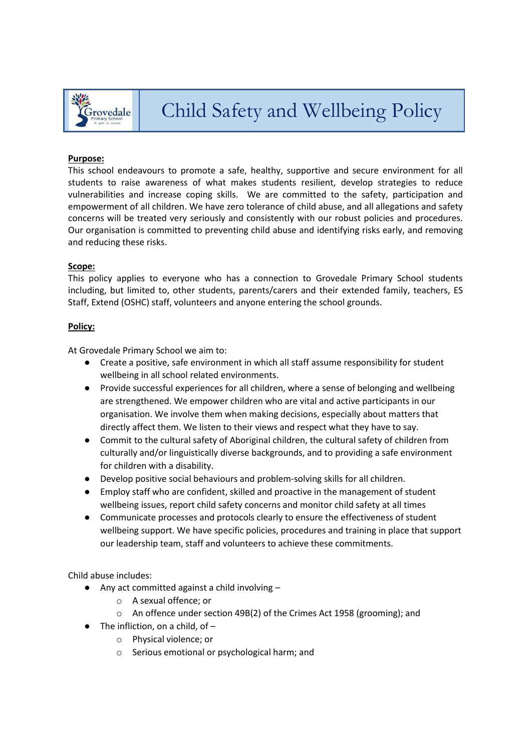# Child Safety and Wellbeing Policy

**Purpose:**

This school endeavours to promote a safe, healthy, supportive and secure environment for all students to raise awareness of what makes students resilient, develop strategies to reduce vulnerabilities and increase coping skills. We are committed to the safety, participation and empowerment of all children. We have zero tolerance of child abuse, and all allegations and safety concerns will be treated very seriously and consistently with our robust policies and procedures. Our organisation is committed to preventing child abuse and identifying risks early, and removing and reducing these risks.

**Scope:**

This policy applies to everyone who has a connection to Grovedale Primary School students including, but limited to, other students, parents/carers and their extended family, teachers, ES Staff, Extend (OSHC) staff, volunteers and anyone entering the school grounds.

**Policy:**

At Grovedale Primary School we aim to:

- Create a positive, safe environment in which all staff assume responsibility for student wellbeing in all school related environments.
- Provide successful experiences for all children, where a sense of belonging and wellbeing are strengthened. We empower children who are vital and active participants in our organisation. We involve them when making decisions, especially about matters that directly affect them. We listen to their views and respect what they have to say.
- Commit to the cultural safety of Aboriginal children, the cultural safety of children from culturally and/or linguistically diverse backgrounds, and to providing a safe environment for children with a disability.
- Develop positive social behaviours and problem-solving skills for all children.
- Employ staff who are confident, skilled and proactive in the management of student wellbeing issues, report child safety concerns and monitor child safety at all times
- Communicate processes and protocols clearly to ensure the effectiveness of student wellbeing support. We have specific policies, procedures and training in place that support our leadership team, staff and volunteers to achieve these commitments.

Child abuse includes:

- Any act committed against a child involving –
  - A sexual offence; or
  - An offence under section 49B(2) of the Crimes Act 1958 (grooming); and
- The infliction, on a child, of –
  - Physical violence; or
  - Serious emotional or psychological harm; and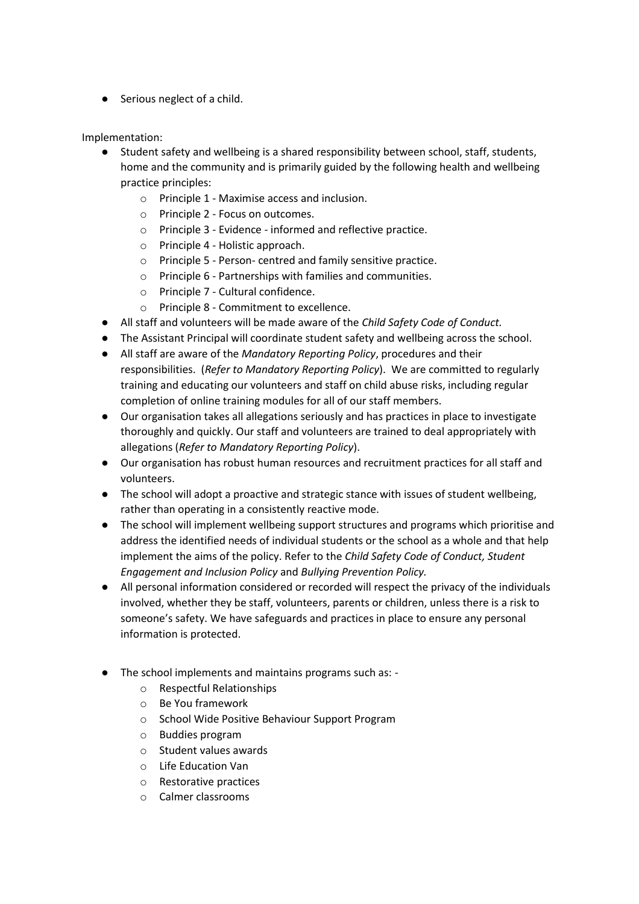- Serious neglect of a child.

Implementation:

- Student safety and wellbeing is a shared responsibility between school, staff, students, home and the community and is primarily guided by the following health and wellbeing practice principles:
    - Principle 1 - Maximise access and inclusion.
    - Principle 2 - Focus on outcomes.
    - Principle 3 - Evidence - informed and reflective practice.
    - Principle 4 - Holistic approach.
    - Principle 5 - Person- centred and family sensitive practice.
    - Principle 6 - Partnerships with families and communities.
    - Principle 7 - Cultural confidence.
    - Principle 8 - Commitment to excellence.
- All staff and volunteers will be made aware of the *Child Safety Code of Conduct.*
- The Assistant Principal will coordinate student safety and wellbeing across the school.
- All staff are aware of the *Mandatory Reporting Policy*, procedures and their responsibilities. (*Refer to Mandatory Reporting Policy*). We are committed to regularly training and educating our volunteers and staff on child abuse risks, including regular completion of online training modules for all of our staff members.
- Our organisation takes all allegations seriously and has practices in place to investigate thoroughly and quickly. Our staff and volunteers are trained to deal appropriately with allegations (*Refer to Mandatory Reporting Policy*).
- Our organisation has robust human resources and recruitment practices for all staff and volunteers.
- The school will adopt a proactive and strategic stance with issues of student wellbeing, rather than operating in a consistently reactive mode.
- The school will implement wellbeing support structures and programs which prioritise and address the identified needs of individual students or the school as a whole and that help implement the aims of the policy. Refer to the *Child Safety Code of Conduct, Student Engagement and Inclusion Policy* and *Bullying Prevention Policy.*
- All personal information considered or recorded will respect the privacy of the individuals involved, whether they be staff, volunteers, parents or children, unless there is a risk to someone's safety. We have safeguards and practices in place to ensure any personal information is protected.

- The school implements and maintains programs such as: -
    - Respectful Relationships
    - Be You framework
    - School Wide Positive Behaviour Support Program
    - Buddies program
    - Student values awards
    - Life Education Van
    - Restorative practices
    - Calmer classrooms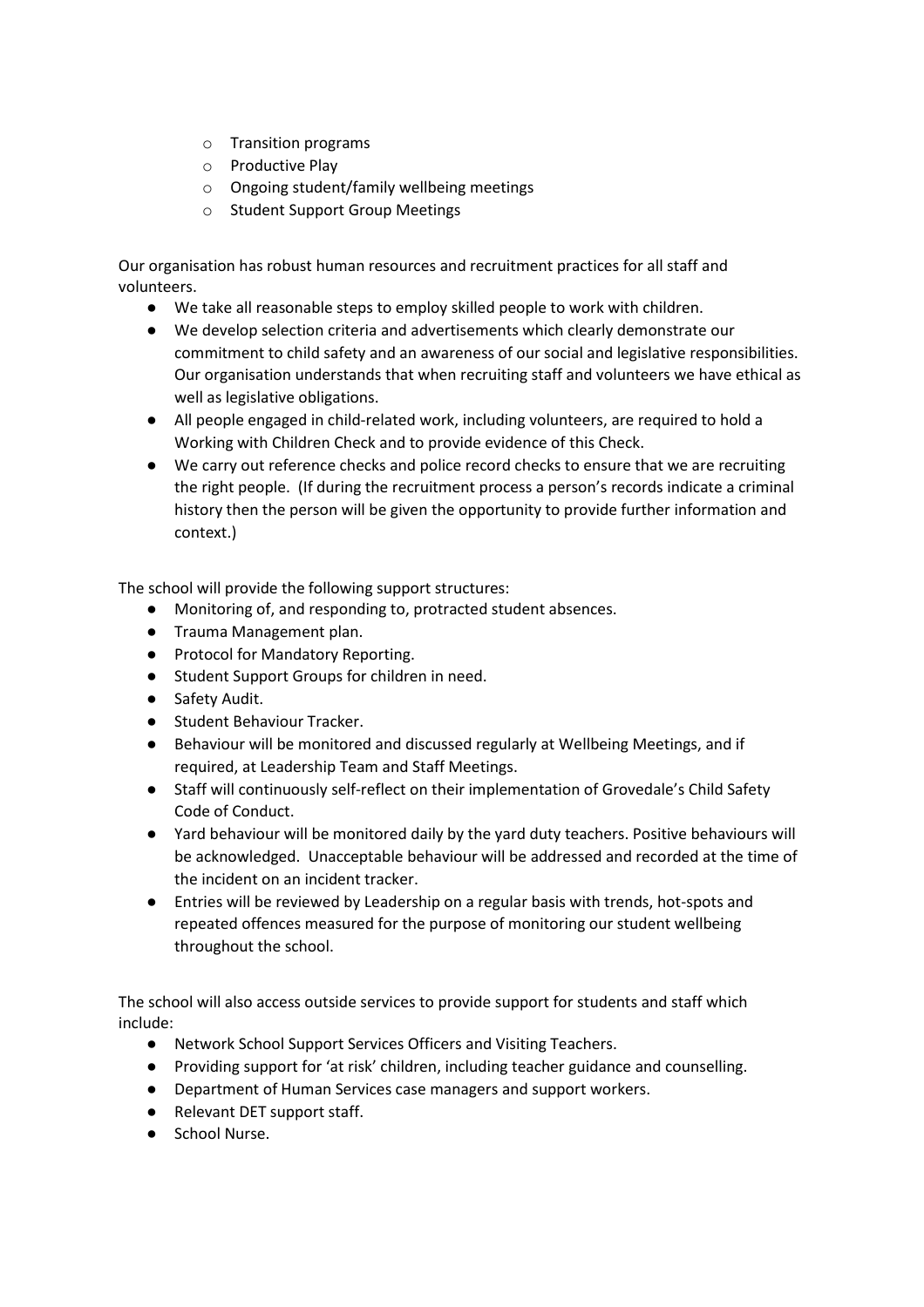- Transition programs
  - Productive Play
  - Ongoing student/family wellbeing meetings
  - Student Support Group Meetings

Our organisation has robust human resources and recruitment practices for all staff and volunteers.

- We take all reasonable steps to employ skilled people to work with children.
- We develop selection criteria and advertisements which clearly demonstrate our commitment to child safety and an awareness of our social and legislative responsibilities. Our organisation understands that when recruiting staff and volunteers we have ethical as well as legislative obligations.
- All people engaged in child-related work, including volunteers, are required to hold a Working with Children Check and to provide evidence of this Check.
- We carry out reference checks and police record checks to ensure that we are recruiting the right people. (If during the recruitment process a person's records indicate a criminal history then the person will be given the opportunity to provide further information and context.)

The school will provide the following support structures:

- Monitoring of, and responding to, protracted student absences.
- Trauma Management plan.
- Protocol for Mandatory Reporting.
- Student Support Groups for children in need.
- Safety Audit.
- Student Behaviour Tracker.
- Behaviour will be monitored and discussed regularly at Wellbeing Meetings, and if required, at Leadership Team and Staff Meetings.
- Staff will continuously self-reflect on their implementation of Grovedale's Child Safety Code of Conduct.
- Yard behaviour will be monitored daily by the yard duty teachers. Positive behaviours will be acknowledged. Unacceptable behaviour will be addressed and recorded at the time of the incident on an incident tracker.
- Entries will be reviewed by Leadership on a regular basis with trends, hot-spots and repeated offences measured for the purpose of monitoring our student wellbeing throughout the school.

The school will also access outside services to provide support for students and staff which include:

- Network School Support Services Officers and Visiting Teachers.
- Providing support for 'at risk' children, including teacher guidance and counselling.
- Department of Human Services case managers and support workers.
- Relevant DET support staff.
- School Nurse.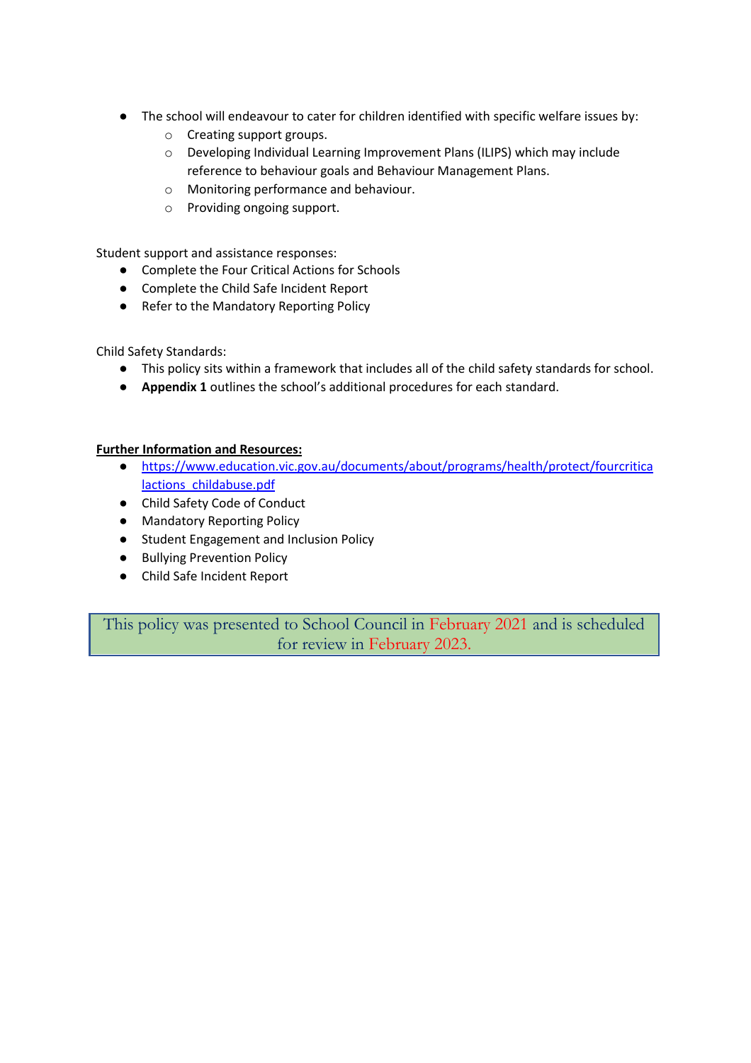- The school will endeavour to cater for children identified with specific welfare issues by:
  - Creating support groups.
  - Developing Individual Learning Improvement Plans (ILIPS) which may include reference to behaviour goals and Behaviour Management Plans.
  - Monitoring performance and behaviour.
  - Providing ongoing support.

Student support and assistance responses:

- Complete the Four Critical Actions for Schools
- Complete the Child Safe Incident Report
- Refer to the Mandatory Reporting Policy

Child Safety Standards:

- This policy sits within a framework that includes all of the child safety standards for school.
- **Appendix 1** outlines the school's additional procedures for each standard.

**Further Information and Resources:**

- https://www.education.vic.gov.au/documents/about/programs/health/protect/fourcriticalactions_childabuse.pdf
- Child Safety Code of Conduct
- Mandatory Reporting Policy
- Student Engagement and Inclusion Policy
- Bullying Prevention Policy
- Child Safe Incident Report

This policy was presented to School Council in February 2021 and is scheduled for review in February 2023.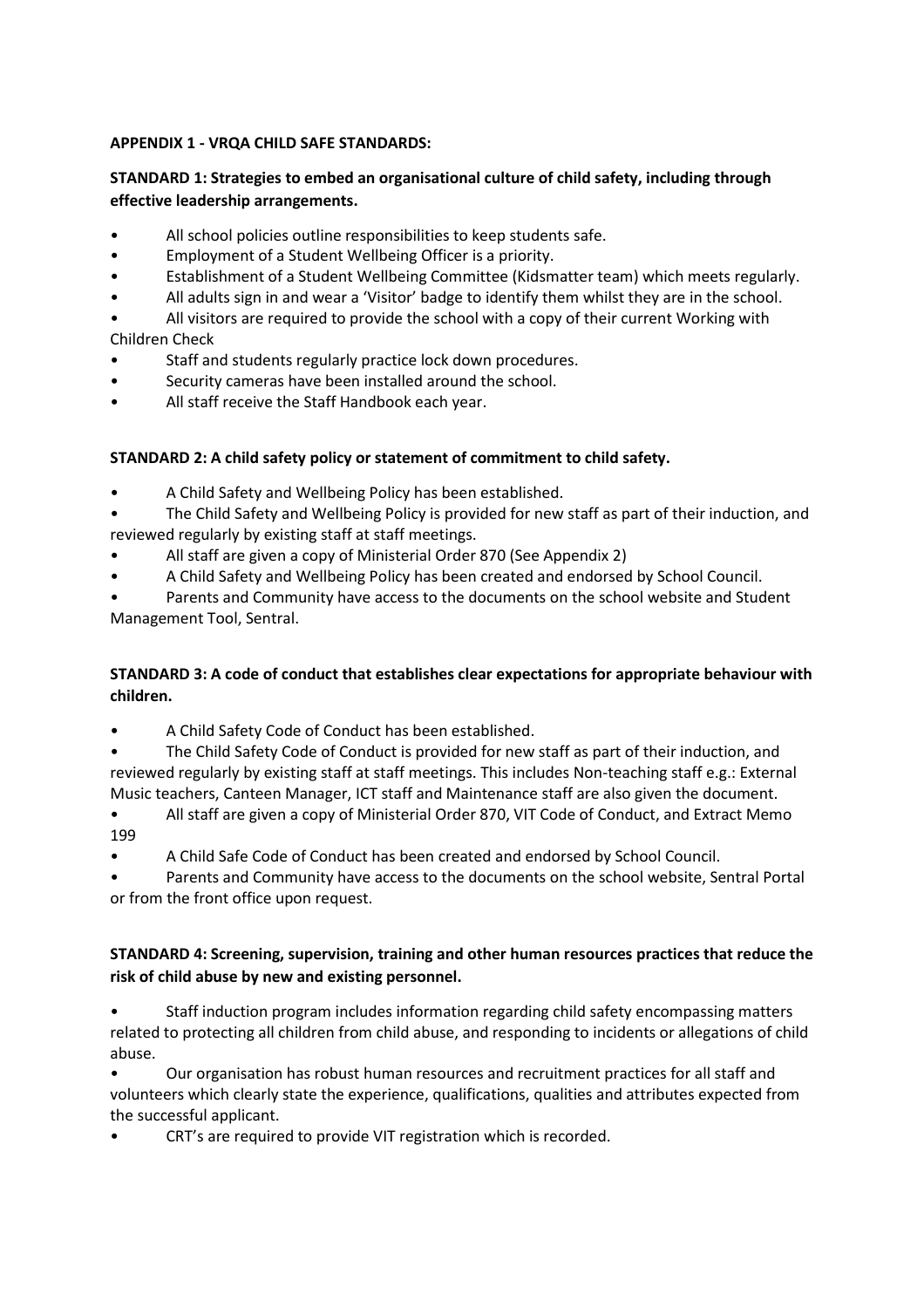**APPENDIX 1 - VRQA CHILD SAFE STANDARDS:**

**STANDARD 1: Strategies to embed an organisational culture of child safety, including through effective leadership arrangements.**

- All school policies outline responsibilities to keep students safe.
- Employment of a Student Wellbeing Officer is a priority.
- Establishment of a Student Wellbeing Committee (Kidsmatter team) which meets regularly.
- All adults sign in and wear a 'Visitor' badge to identify them whilst they are in the school.
- All visitors are required to provide the school with a copy of their current Working with Children Check
- Staff and students regularly practice lock down procedures.
- Security cameras have been installed around the school.
- All staff receive the Staff Handbook each year.

**STANDARD 2: A child safety policy or statement of commitment to child safety.**

- A Child Safety and Wellbeing Policy has been established.
- The Child Safety and Wellbeing Policy is provided for new staff as part of their induction, and reviewed regularly by existing staff at staff meetings.
- All staff are given a copy of Ministerial Order 870 (See Appendix 2)
- A Child Safety and Wellbeing Policy has been created and endorsed by School Council.
- Parents and Community have access to the documents on the school website and Student Management Tool, Sentral.

**STANDARD 3: A code of conduct that establishes clear expectations for appropriate behaviour with children.**

- A Child Safety Code of Conduct has been established.
- The Child Safety Code of Conduct is provided for new staff as part of their induction, and reviewed regularly by existing staff at staff meetings. This includes Non-teaching staff e.g.: External Music teachers, Canteen Manager, ICT staff and Maintenance staff are also given the document.
- All staff are given a copy of Ministerial Order 870, VIT Code of Conduct, and Extract Memo 199
- A Child Safe Code of Conduct has been created and endorsed by School Council.
- Parents and Community have access to the documents on the school website, Sentral Portal or from the front office upon request.

**STANDARD 4: Screening, supervision, training and other human resources practices that reduce the risk of child abuse by new and existing personnel.**

- Staff induction program includes information regarding child safety encompassing matters related to protecting all children from child abuse, and responding to incidents or allegations of child abuse.
- Our organisation has robust human resources and recruitment practices for all staff and volunteers which clearly state the experience, qualifications, qualities and attributes expected from the successful applicant.
- CRT's are required to provide VIT registration which is recorded.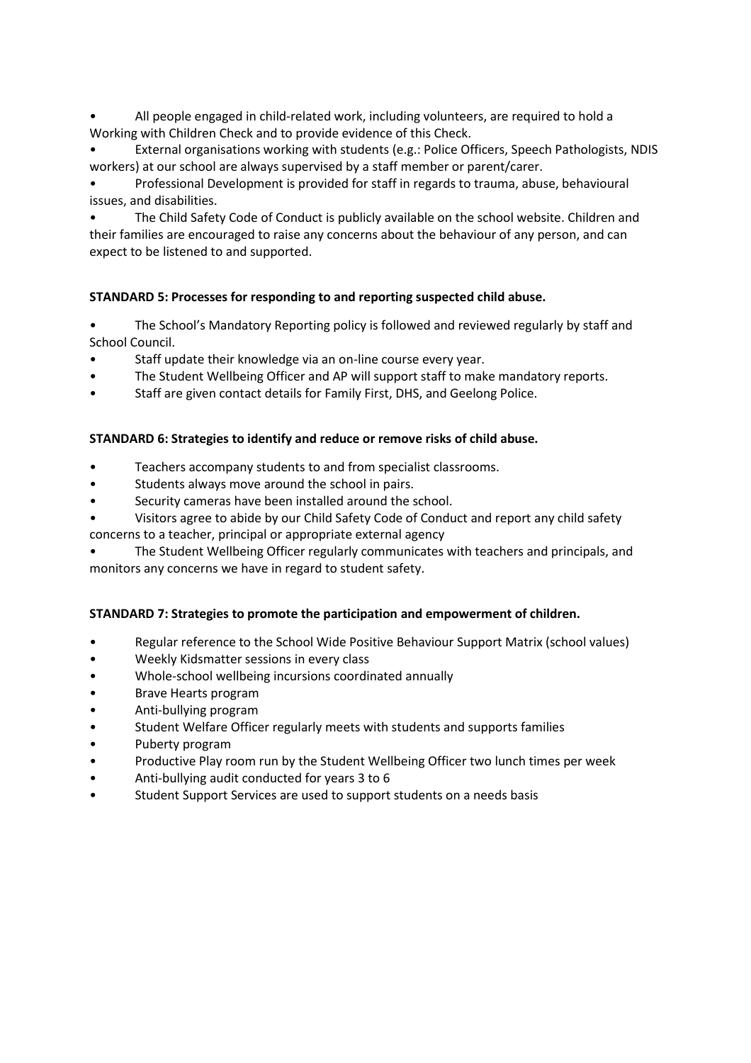- All people engaged in child-related work, including volunteers, are required to hold a Working with Children Check and to provide evidence of this Check.
- External organisations working with students (e.g.: Police Officers, Speech Pathologists, NDIS workers) at our school are always supervised by a staff member or parent/carer.
- Professional Development is provided for staff in regards to trauma, abuse, behavioural issues, and disabilities.
- The Child Safety Code of Conduct is publicly available on the school website. Children and their families are encouraged to raise any concerns about the behaviour of any person, and can expect to be listened to and supported.

**STANDARD 5: Processes for responding to and reporting suspected child abuse.**

- The School's Mandatory Reporting policy is followed and reviewed regularly by staff and School Council.
- Staff update their knowledge via an on-line course every year.
- The Student Wellbeing Officer and AP will support staff to make mandatory reports.
- Staff are given contact details for Family First, DHS, and Geelong Police.

**STANDARD 6: Strategies to identify and reduce or remove risks of child abuse.**

- Teachers accompany students to and from specialist classrooms.
- Students always move around the school in pairs.
- Security cameras have been installed around the school.
- Visitors agree to abide by our Child Safety Code of Conduct and report any child safety concerns to a teacher, principal or appropriate external agency
- The Student Wellbeing Officer regularly communicates with teachers and principals, and monitors any concerns we have in regard to student safety.

**STANDARD 7: Strategies to promote the participation and empowerment of children.**

- Regular reference to the School Wide Positive Behaviour Support Matrix (school values)
- Weekly Kidsmatter sessions in every class
- Whole-school wellbeing incursions coordinated annually
- Brave Hearts program
- Anti-bullying program
- Student Welfare Officer regularly meets with students and supports families
- Puberty program
- Productive Play room run by the Student Wellbeing Officer two lunch times per week
- Anti-bullying audit conducted for years 3 to 6
- Student Support Services are used to support students on a needs basis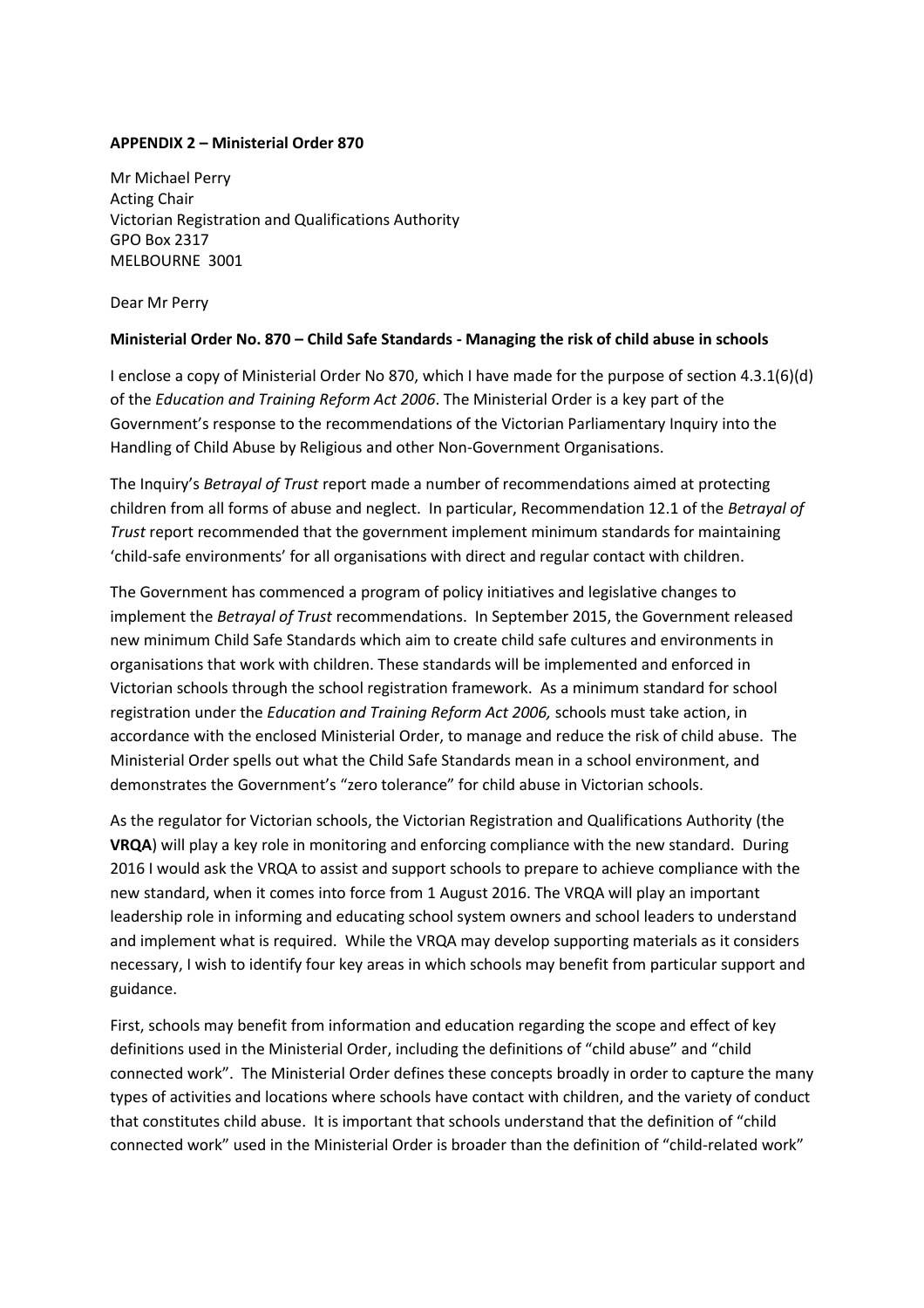**APPENDIX 2 – Ministerial Order 870**

Mr Michael Perry
Acting Chair
Victorian Registration and Qualifications Authority
GPO Box 2317
MELBOURNE 3001

Dear Mr Perry

**Ministerial Order No. 870 – Child Safe Standards - Managing the risk of child abuse in schools**

I enclose a copy of Ministerial Order No 870, which I have made for the purpose of section 4.3.1(6)(d) of the *Education and Training Reform Act 2006*. The Ministerial Order is a key part of the Government's response to the recommendations of the Victorian Parliamentary Inquiry into the Handling of Child Abuse by Religious and other Non-Government Organisations.

The Inquiry's *Betrayal of Trust* report made a number of recommendations aimed at protecting children from all forms of abuse and neglect. In particular, Recommendation 12.1 of the *Betrayal of Trust* report recommended that the government implement minimum standards for maintaining 'child-safe environments' for all organisations with direct and regular contact with children.

The Government has commenced a program of policy initiatives and legislative changes to implement the *Betrayal of Trust* recommendations. In September 2015, the Government released new minimum Child Safe Standards which aim to create child safe cultures and environments in organisations that work with children. These standards will be implemented and enforced in Victorian schools through the school registration framework. As a minimum standard for school registration under the *Education and Training Reform Act 2006,* schools must take action, in accordance with the enclosed Ministerial Order, to manage and reduce the risk of child abuse. The Ministerial Order spells out what the Child Safe Standards mean in a school environment, and demonstrates the Government's "zero tolerance" for child abuse in Victorian schools.

As the regulator for Victorian schools, the Victorian Registration and Qualifications Authority (the **VRQA**) will play a key role in monitoring and enforcing compliance with the new standard. During 2016 I would ask the VRQA to assist and support schools to prepare to achieve compliance with the new standard, when it comes into force from 1 August 2016. The VRQA will play an important leadership role in informing and educating school system owners and school leaders to understand and implement what is required. While the VRQA may develop supporting materials as it considers necessary, I wish to identify four key areas in which schools may benefit from particular support and guidance.

First, schools may benefit from information and education regarding the scope and effect of key definitions used in the Ministerial Order, including the definitions of "child abuse" and "child connected work". The Ministerial Order defines these concepts broadly in order to capture the many types of activities and locations where schools have contact with children, and the variety of conduct that constitutes child abuse. It is important that schools understand that the definition of "child connected work" used in the Ministerial Order is broader than the definition of "child-related work"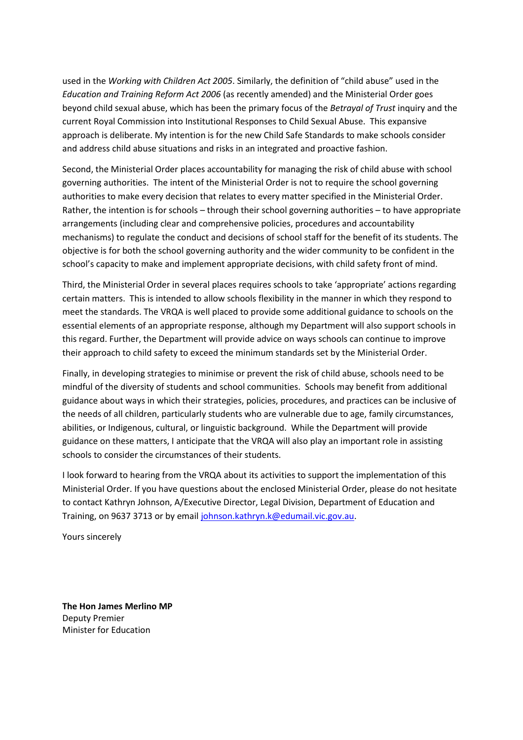used in the *Working with Children Act 2005*. Similarly, the definition of "child abuse" used in the *Education and Training Reform Act 2006* (as recently amended) and the Ministerial Order goes beyond child sexual abuse, which has been the primary focus of the *Betrayal of Trust* inquiry and the current Royal Commission into Institutional Responses to Child Sexual Abuse. This expansive approach is deliberate. My intention is for the new Child Safe Standards to make schools consider and address child abuse situations and risks in an integrated and proactive fashion.

Second, the Ministerial Order places accountability for managing the risk of child abuse with school governing authorities. The intent of the Ministerial Order is not to require the school governing authorities to make every decision that relates to every matter specified in the Ministerial Order. Rather, the intention is for schools – through their school governing authorities – to have appropriate arrangements (including clear and comprehensive policies, procedures and accountability mechanisms) to regulate the conduct and decisions of school staff for the benefit of its students. The objective is for both the school governing authority and the wider community to be confident in the school's capacity to make and implement appropriate decisions, with child safety front of mind.

Third, the Ministerial Order in several places requires schools to take 'appropriate' actions regarding certain matters. This is intended to allow schools flexibility in the manner in which they respond to meet the standards. The VRQA is well placed to provide some additional guidance to schools on the essential elements of an appropriate response, although my Department will also support schools in this regard. Further, the Department will provide advice on ways schools can continue to improve their approach to child safety to exceed the minimum standards set by the Ministerial Order.

Finally, in developing strategies to minimise or prevent the risk of child abuse, schools need to be mindful of the diversity of students and school communities. Schools may benefit from additional guidance about ways in which their strategies, policies, procedures, and practices can be inclusive of the needs of all children, particularly students who are vulnerable due to age, family circumstances, abilities, or Indigenous, cultural, or linguistic background. While the Department will provide guidance on these matters, I anticipate that the VRQA will also play an important role in assisting schools to consider the circumstances of their students.

I look forward to hearing from the VRQA about its activities to support the implementation of this Ministerial Order. If you have questions about the enclosed Ministerial Order, please do not hesitate to contact Kathryn Johnson, A/Executive Director, Legal Division, Department of Education and Training, on 9637 3713 or by email johnson.kathryn.k@edumail.vic.gov.au.

Yours sincerely

**The Hon James Merlino MP**
Deputy Premier
Minister for Education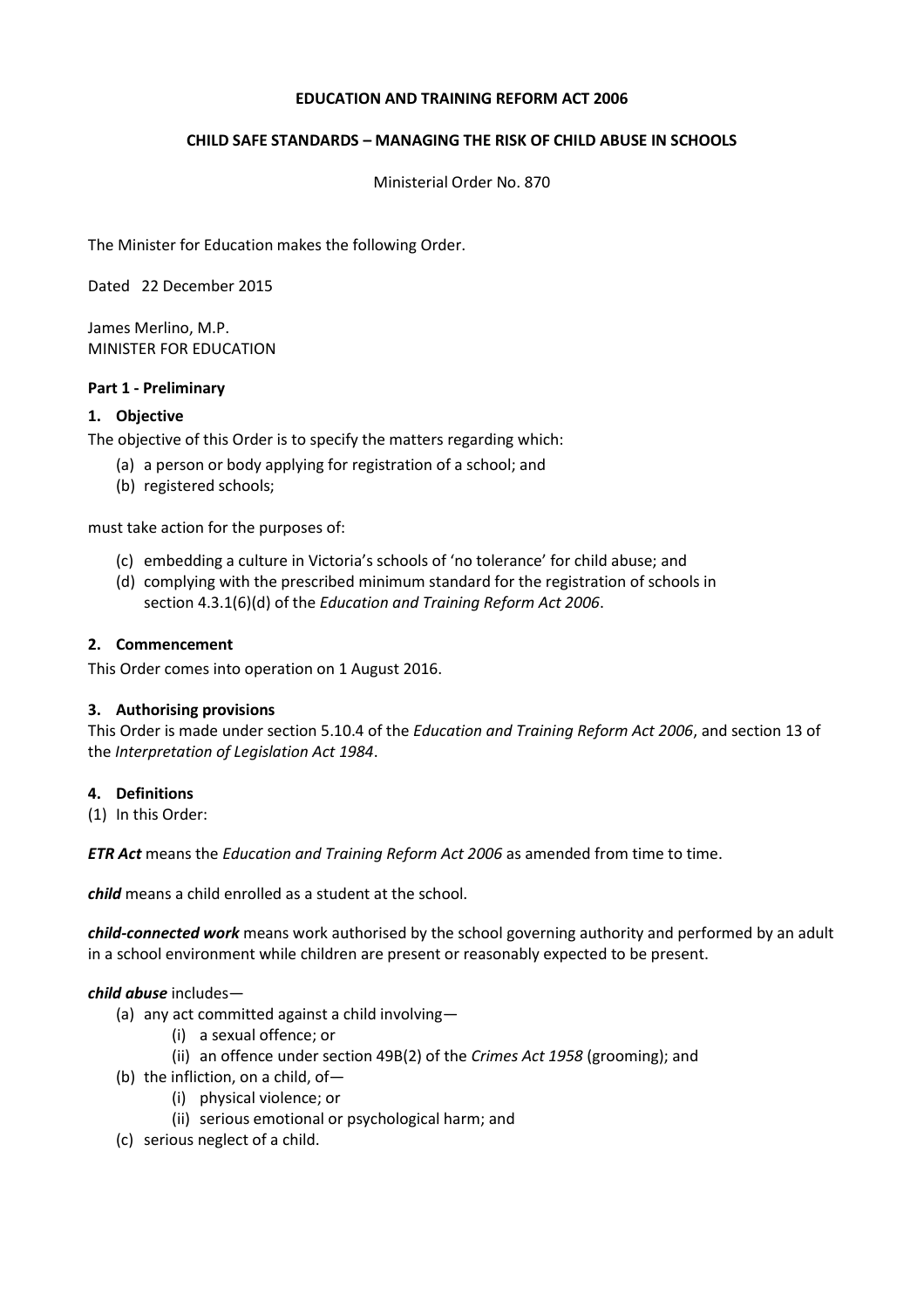**EDUCATION AND TRAINING REFORM ACT 2006**

**CHILD SAFE STANDARDS – MANAGING THE RISK OF CHILD ABUSE IN SCHOOLS**

Ministerial Order No. 870

The Minister for Education makes the following Order.

Dated 22 December 2015

James Merlino, M.P.
MINISTER FOR EDUCATION

**Part 1 - Preliminary**

**1. Objective**

The objective of this Order is to specify the matters regarding which:

- (a) a person or body applying for registration of a school; and
- (b) registered schools;

must take action for the purposes of:

- (c) embedding a culture in Victoria's schools of 'no tolerance' for child abuse; and
- (d) complying with the prescribed minimum standard for the registration of schools in section 4.3.1(6)(d) of the *Education and Training Reform Act 2006*.

**2. Commencement**

This Order comes into operation on 1 August 2016.

**3. Authorising provisions**

This Order is made under section 5.10.4 of the *Education and Training Reform Act 2006*, and section 13 of the *Interpretation of Legislation Act 1984*.

**4. Definitions**

(1) In this Order:

***ETR Act*** means the *Education and Training Reform Act 2006* as amended from time to time.

***child*** means a child enrolled as a student at the school.

***child-connected work*** means work authorised by the school governing authority and performed by an adult in a school environment while children are present or reasonably expected to be present.

***child abuse*** includes—

- (a) any act committed against a child involving—
  - (i) a sexual offence; or
  - (ii) an offence under section 49B(2) of the *Crimes Act 1958* (grooming); and
- (b) the infliction, on a child, of—
  - (i) physical violence; or
  - (ii) serious emotional or psychological harm; and
- (c) serious neglect of a child.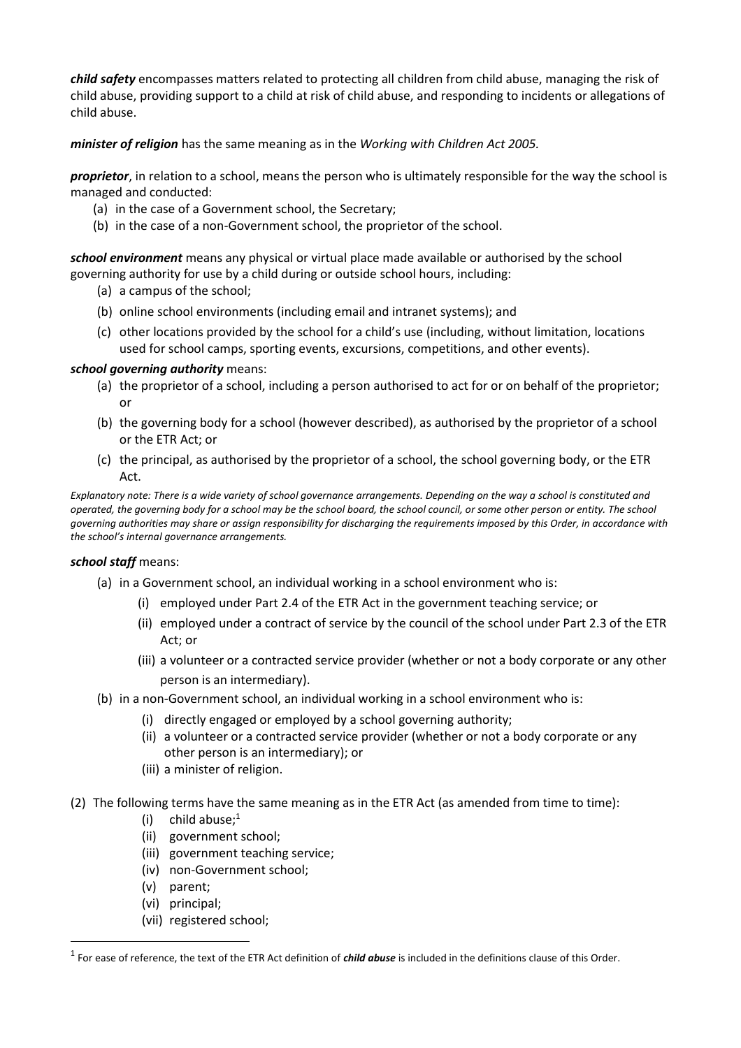***child safety*** encompasses matters related to protecting all children from child abuse, managing the risk of child abuse, providing support to a child at risk of child abuse, and responding to incidents or allegations of child abuse.

***minister of religion*** has the same meaning as in the *Working with Children Act 2005*.

***proprietor***, in relation to a school, means the person who is ultimately responsible for the way the school is managed and conducted:

(a) in the case of a Government school, the Secretary;
(b) in the case of a non-Government school, the proprietor of the school.

***school environment*** means any physical or virtual place made available or authorised by the school governing authority for use by a child during or outside school hours, including:

(a) a campus of the school;
(b) online school environments (including email and intranet systems); and
(c) other locations provided by the school for a child's use (including, without limitation, locations used for school camps, sporting events, excursions, competitions, and other events).

***school governing authority*** means:

(a) the proprietor of a school, including a person authorised to act for or on behalf of the proprietor; or
(b) the governing body for a school (however described), as authorised by the proprietor of a school or the ETR Act; or
(c) the principal, as authorised by the proprietor of a school, the school governing body, or the ETR Act.

*Explanatory note: There is a wide variety of school governance arrangements. Depending on the way a school is constituted and operated, the governing body for a school may be the school board, the school council, or some other person or entity. The school governing authorities may share or assign responsibility for discharging the requirements imposed by this Order, in accordance with the school's internal governance arrangements.*

***school staff*** means:

(a) in a Government school, an individual working in a school environment who is:
  (i) employed under Part 2.4 of the ETR Act in the government teaching service; or
  (ii) employed under a contract of service by the council of the school under Part 2.3 of the ETR Act; or
  (iii) a volunteer or a contracted service provider (whether or not a body corporate or any other person is an intermediary).
(b) in a non-Government school, an individual working in a school environment who is:
  (i) directly engaged or employed by a school governing authority;
  (ii) a volunteer or a contracted service provider (whether or not a body corporate or any other person is an intermediary); or
  (iii) a minister of religion.

(2) The following terms have the same meaning as in the ETR Act (as amended from time to time):

  (i) child abuse;[1]
  (ii) government school;
  (iii) government teaching service;
  (iv) non-Government school;
  (v) parent;
  (vi) principal;
  (vii) registered school;

[1] For ease of reference, the text of the ETR Act definition of ***child abuse*** is included in the definitions clause of this Order.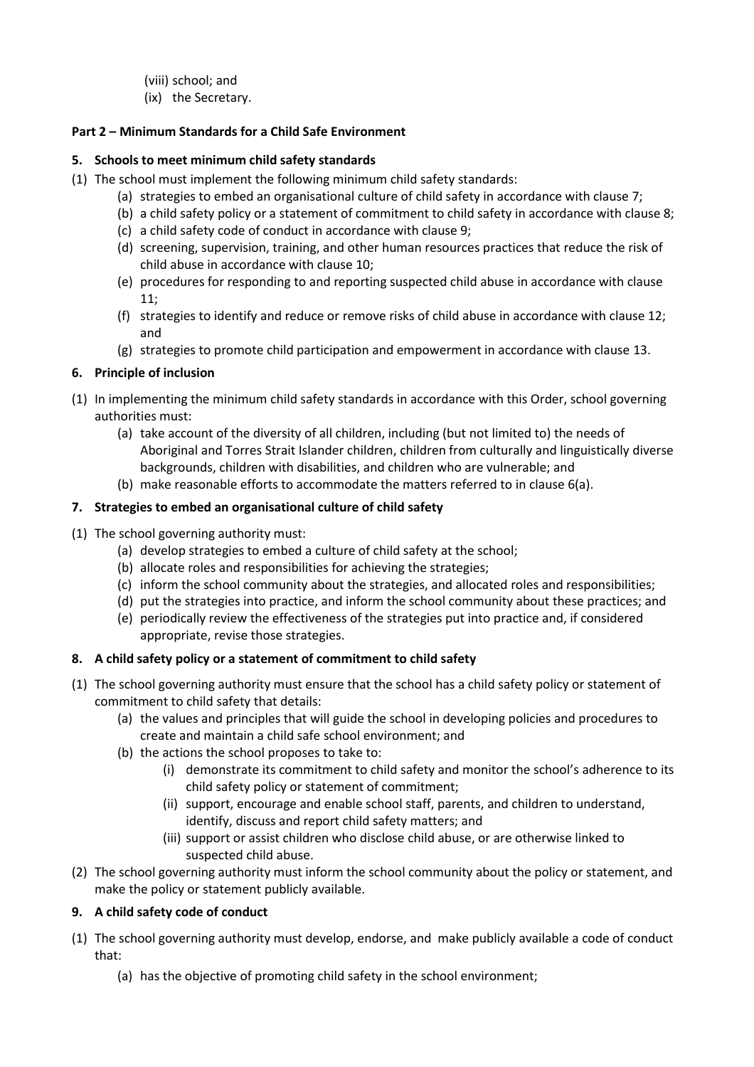(viii) school; and

(ix) the Secretary.

**Part 2 – Minimum Standards for a Child Safe Environment**

**5. Schools to meet minimum child safety standards**

(1) The school must implement the following minimum child safety standards:

  (a) strategies to embed an organisational culture of child safety in accordance with clause 7;

  (b) a child safety policy or a statement of commitment to child safety in accordance with clause 8;

  (c) a child safety code of conduct in accordance with clause 9;

  (d) screening, supervision, training, and other human resources practices that reduce the risk of child abuse in accordance with clause 10;

  (e) procedures for responding to and reporting suspected child abuse in accordance with clause 11;

  (f) strategies to identify and reduce or remove risks of child abuse in accordance with clause 12; and

  (g) strategies to promote child participation and empowerment in accordance with clause 13.

**6. Principle of inclusion**

(1) In implementing the minimum child safety standards in accordance with this Order, school governing authorities must:

  (a) take account of the diversity of all children, including (but not limited to) the needs of Aboriginal and Torres Strait Islander children, children from culturally and linguistically diverse backgrounds, children with disabilities, and children who are vulnerable; and

  (b) make reasonable efforts to accommodate the matters referred to in clause 6(a).

**7. Strategies to embed an organisational culture of child safety**

(1) The school governing authority must:

  (a) develop strategies to embed a culture of child safety at the school;

  (b) allocate roles and responsibilities for achieving the strategies;

  (c) inform the school community about the strategies, and allocated roles and responsibilities;

  (d) put the strategies into practice, and inform the school community about these practices; and

  (e) periodically review the effectiveness of the strategies put into practice and, if considered appropriate, revise those strategies.

**8. A child safety policy or a statement of commitment to child safety**

(1) The school governing authority must ensure that the school has a child safety policy or statement of commitment to child safety that details:

  (a) the values and principles that will guide the school in developing policies and procedures to create and maintain a child safe school environment; and

  (b) the actions the school proposes to take to:

    (i) demonstrate its commitment to child safety and monitor the school's adherence to its child safety policy or statement of commitment;

    (ii) support, encourage and enable school staff, parents, and children to understand, identify, discuss and report child safety matters; and

    (iii) support or assist children who disclose child abuse, or are otherwise linked to suspected child abuse.

(2) The school governing authority must inform the school community about the policy or statement, and make the policy or statement publicly available.

**9. A child safety code of conduct**

(1) The school governing authority must develop, endorse, and make publicly available a code of conduct that:

  (a) has the objective of promoting child safety in the school environment;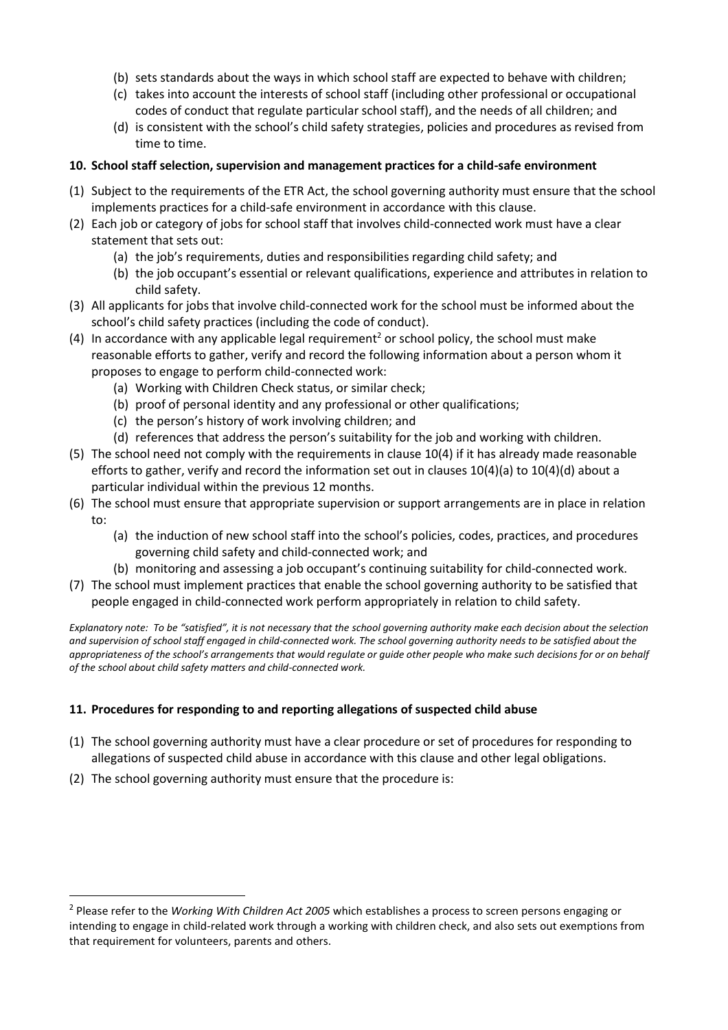(b) sets standards about the ways in which school staff are expected to behave with children;
(c) takes into account the interests of school staff (including other professional or occupational codes of conduct that regulate particular school staff), and the needs of all children; and
(d) is consistent with the school's child safety strategies, policies and procedures as revised from time to time.

**10. School staff selection, supervision and management practices for a child-safe environment**

(1) Subject to the requirements of the ETR Act, the school governing authority must ensure that the school implements practices for a child-safe environment in accordance with this clause.

(2) Each job or category of jobs for school staff that involves child-connected work must have a clear statement that sets out:
   (a) the job's requirements, duties and responsibilities regarding child safety; and
   (b) the job occupant's essential or relevant qualifications, experience and attributes in relation to child safety.

(3) All applicants for jobs that involve child-connected work for the school must be informed about the school's child safety practices (including the code of conduct).

(4) In accordance with any applicable legal requirement[2] or school policy, the school must make reasonable efforts to gather, verify and record the following information about a person whom it proposes to engage to perform child-connected work:
   (a) Working with Children Check status, or similar check;
   (b) proof of personal identity and any professional or other qualifications;
   (c) the person's history of work involving children; and
   (d) references that address the person's suitability for the job and working with children.

(5) The school need not comply with the requirements in clause 10(4) if it has already made reasonable efforts to gather, verify and record the information set out in clauses 10(4)(a) to 10(4)(d) about a particular individual within the previous 12 months.

(6) The school must ensure that appropriate supervision or support arrangements are in place in relation to:
   (a) the induction of new school staff into the school's policies, codes, practices, and procedures governing child safety and child-connected work; and
   (b) monitoring and assessing a job occupant's continuing suitability for child-connected work.

(7) The school must implement practices that enable the school governing authority to be satisfied that people engaged in child-connected work perform appropriately in relation to child safety.

*Explanatory note: To be "satisfied", it is not necessary that the school governing authority make each decision about the selection and supervision of school staff engaged in child-connected work. The school governing authority needs to be satisfied about the appropriateness of the school's arrangements that would regulate or guide other people who make such decisions for or on behalf of the school about child safety matters and child-connected work.*

**11. Procedures for responding to and reporting allegations of suspected child abuse**

(1) The school governing authority must have a clear procedure or set of procedures for responding to allegations of suspected child abuse in accordance with this clause and other legal obligations.

(2) The school governing authority must ensure that the procedure is:

---

[2] Please refer to the *Working With Children Act 2005* which establishes a process to screen persons engaging or intending to engage in child-related work through a working with children check, and also sets out exemptions from that requirement for volunteers, parents and others.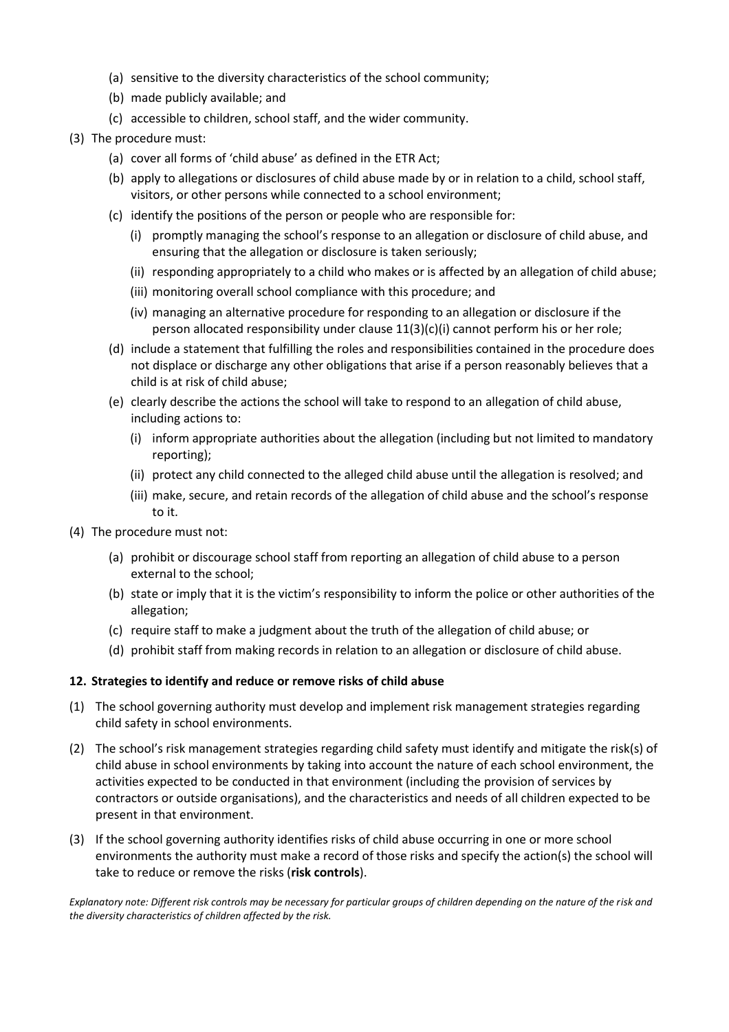(a) sensitive to the diversity characteristics of the school community;

(b) made publicly available; and

(c) accessible to children, school staff, and the wider community.

(3) The procedure must:

(a) cover all forms of 'child abuse' as defined in the ETR Act;

(b) apply to allegations or disclosures of child abuse made by or in relation to a child, school staff, visitors, or other persons while connected to a school environment;

(c) identify the positions of the person or people who are responsible for:

(i) promptly managing the school's response to an allegation or disclosure of child abuse, and ensuring that the allegation or disclosure is taken seriously;

(ii) responding appropriately to a child who makes or is affected by an allegation of child abuse;

(iii) monitoring overall school compliance with this procedure; and

(iv) managing an alternative procedure for responding to an allegation or disclosure if the person allocated responsibility under clause 11(3)(c)(i) cannot perform his or her role;

(d) include a statement that fulfilling the roles and responsibilities contained in the procedure does not displace or discharge any other obligations that arise if a person reasonably believes that a child is at risk of child abuse;

(e) clearly describe the actions the school will take to respond to an allegation of child abuse, including actions to:

(i) inform appropriate authorities about the allegation (including but not limited to mandatory reporting);

(ii) protect any child connected to the alleged child abuse until the allegation is resolved; and

(iii) make, secure, and retain records of the allegation of child abuse and the school's response to it.

(4) The procedure must not:

(a) prohibit or discourage school staff from reporting an allegation of child abuse to a person external to the school;

(b) state or imply that it is the victim's responsibility to inform the police or other authorities of the allegation;

(c) require staff to make a judgment about the truth of the allegation of child abuse; or

(d) prohibit staff from making records in relation to an allegation or disclosure of child abuse.

**12. Strategies to identify and reduce or remove risks of child abuse**

(1) The school governing authority must develop and implement risk management strategies regarding child safety in school environments.

(2) The school's risk management strategies regarding child safety must identify and mitigate the risk(s) of child abuse in school environments by taking into account the nature of each school environment, the activities expected to be conducted in that environment (including the provision of services by contractors or outside organisations), and the characteristics and needs of all children expected to be present in that environment.

(3) If the school governing authority identifies risks of child abuse occurring in one or more school environments the authority must make a record of those risks and specify the action(s) the school will take to reduce or remove the risks (**risk controls**).

*Explanatory note: Different risk controls may be necessary for particular groups of children depending on the nature of the risk and the diversity characteristics of children affected by the risk.*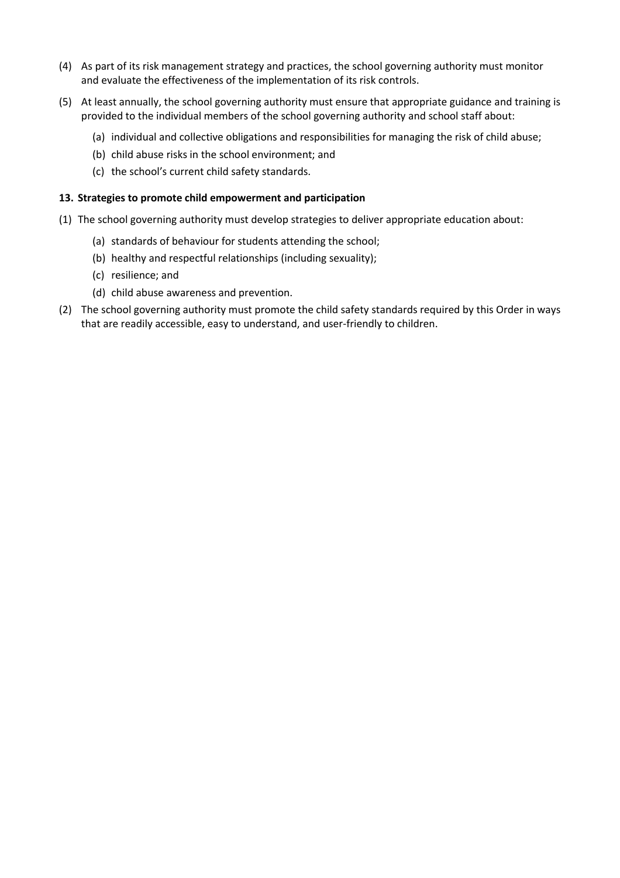(4) As part of its risk management strategy and practices, the school governing authority must monitor and evaluate the effectiveness of the implementation of its risk controls.

(5) At least annually, the school governing authority must ensure that appropriate guidance and training is provided to the individual members of the school governing authority and school staff about:

  (a) individual and collective obligations and responsibilities for managing the risk of child abuse;

  (b) child abuse risks in the school environment; and

  (c) the school's current child safety standards.

**13. Strategies to promote child empowerment and participation**

(1) The school governing authority must develop strategies to deliver appropriate education about:

  (a) standards of behaviour for students attending the school;

  (b) healthy and respectful relationships (including sexuality);

  (c) resilience; and

  (d) child abuse awareness and prevention.

(2) The school governing authority must promote the child safety standards required by this Order in ways that are readily accessible, easy to understand, and user-friendly to children.